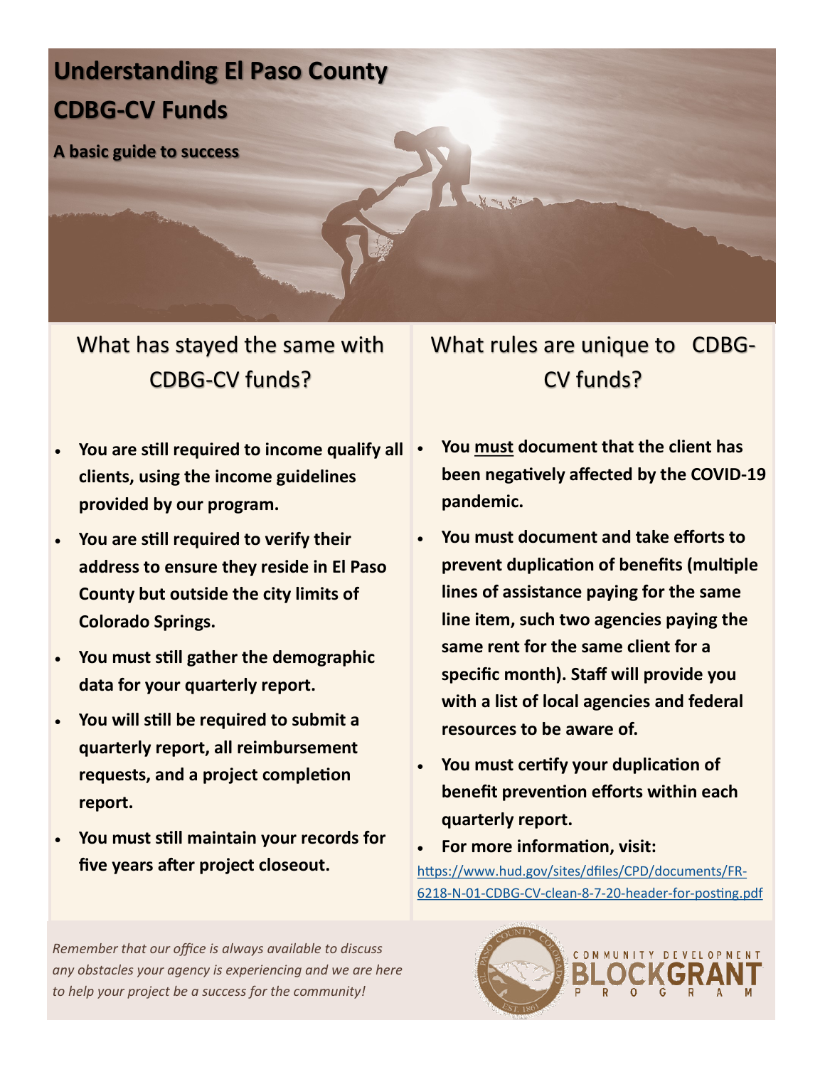# Understanding El Paso County CDBG-CV Funds

**A basic guide to success**

## What has stayed the same with CDBG-CV funds?

- **You are still required to income qualify all clients, using the income guidelines provided by our program.**
- **You are still required to verify their address to ensure they reside in El Paso County but outside the city limits of Colorado Springs.**
- **You must still gather the demographic data for your quarterly report.**
- **You will still be required to submit a quarterly report, all reimbursement requests, and a project completion report.**
- **You must still maintain your records for five years after project closeout.**

## What rules are unique to CDBG-CV funds?

- **You <u>must</u> document that the client has been negatively affected by the COVID-19 pandemic.**
- **You must document and take efforts to prevent duplication of benefits (multiple lines of assistance paying for the same line item, such two agencies paying the same rent for the same client for a specific month). Staff will provide you with a list of local agencies and federal resources to be aware of.**
- **You must certify your duplication of benefit prevention efforts within each quarterly report.**
- **For more information, visit:**

https://www.hud.gov/sites/dfiles/CPD/documents/FR-6218-N-01-CDBG-CV-clean-8-7-20-header-for-posting.pdf

*Remember that our office is always available to discuss any obstacles your agency is experiencing and we are here to help your project be a success for the community!*

COMMUNITY DEVELOPMENT BLOCKGRANT PROGRAM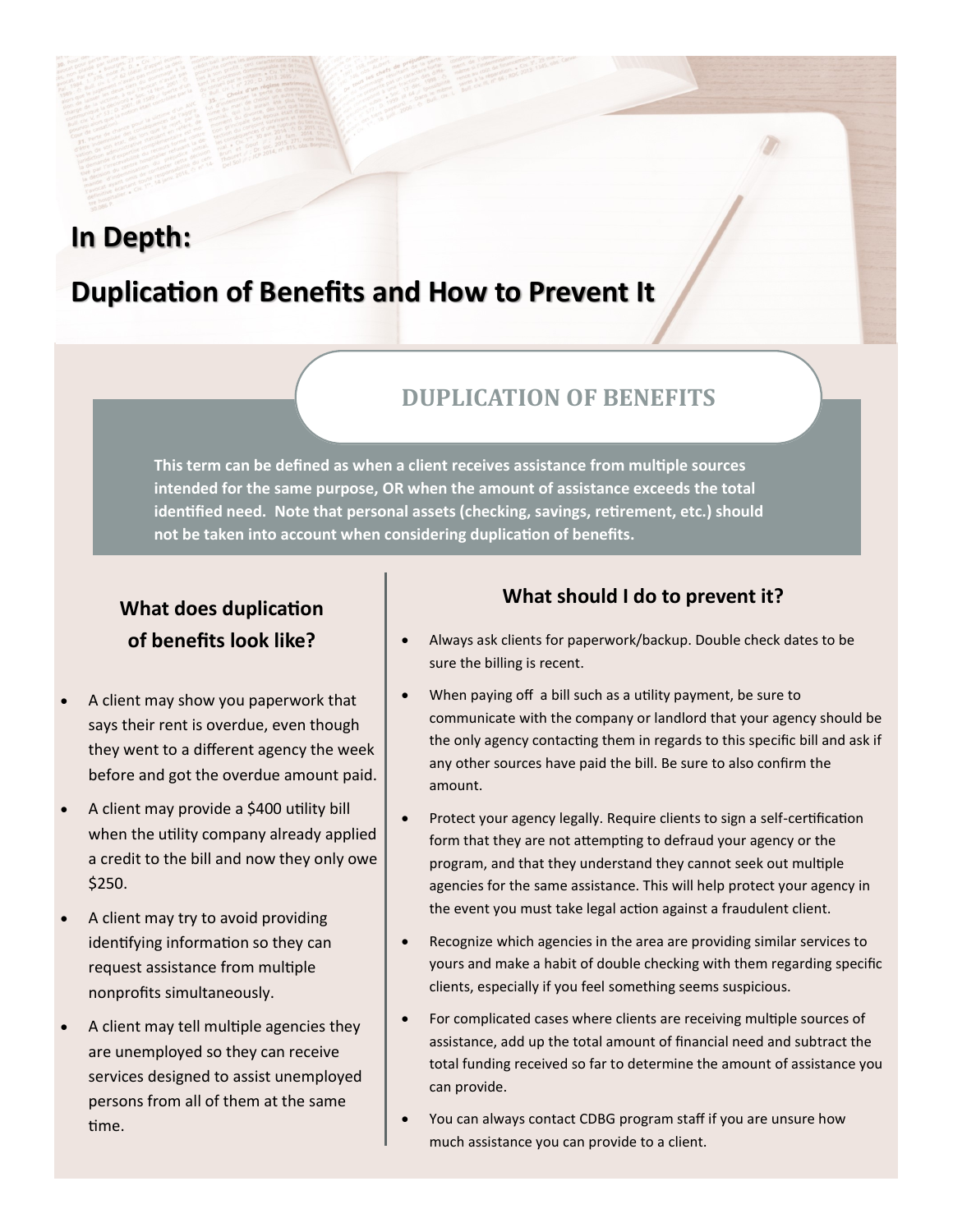# In Depth:

# Duplication of Benefits and How to Prevent It

## DUPLICATION OF BENEFITS

**This term can be defined as when a client receives assistance from multiple sources intended for the same purpose, OR when the amount of assistance exceeds the total identified need. Note that personal assets (checking, savings, retirement, etc.) should not be taken into account when considering duplication of benefits.**

### What does duplication of benefits look like?

- A client may show you paperwork that says their rent is overdue, even though they went to a different agency the week before and got the overdue amount paid.
- A client may provide a $400 utility bill when the utility company already applied a credit to the bill and now they only owe $250.
- A client may try to avoid providing identifying information so they can request assistance from multiple nonprofits simultaneously.
- A client may tell multiple agencies they are unemployed so they can receive services designed to assist unemployed persons from all of them at the same time.

### What should I do to prevent it?

- Always ask clients for paperwork/backup. Double check dates to be sure the billing is recent.
- When paying off a bill such as a utility payment, be sure to communicate with the company or landlord that your agency should be the only agency contacting them in regards to this specific bill and ask if any other sources have paid the bill. Be sure to also confirm the amount.
- Protect your agency legally. Require clients to sign a self-certification form that they are not attempting to defraud your agency or the program, and that they understand they cannot seek out multiple agencies for the same assistance. This will help protect your agency in the event you must take legal action against a fraudulent client.
- Recognize which agencies in the area are providing similar services to yours and make a habit of double checking with them regarding specific clients, especially if you feel something seems suspicious.
- For complicated cases where clients are receiving multiple sources of assistance, add up the total amount of financial need and subtract the total funding received so far to determine the amount of assistance you can provide.
- You can always contact CDBG program staff if you are unsure how much assistance you can provide to a client.